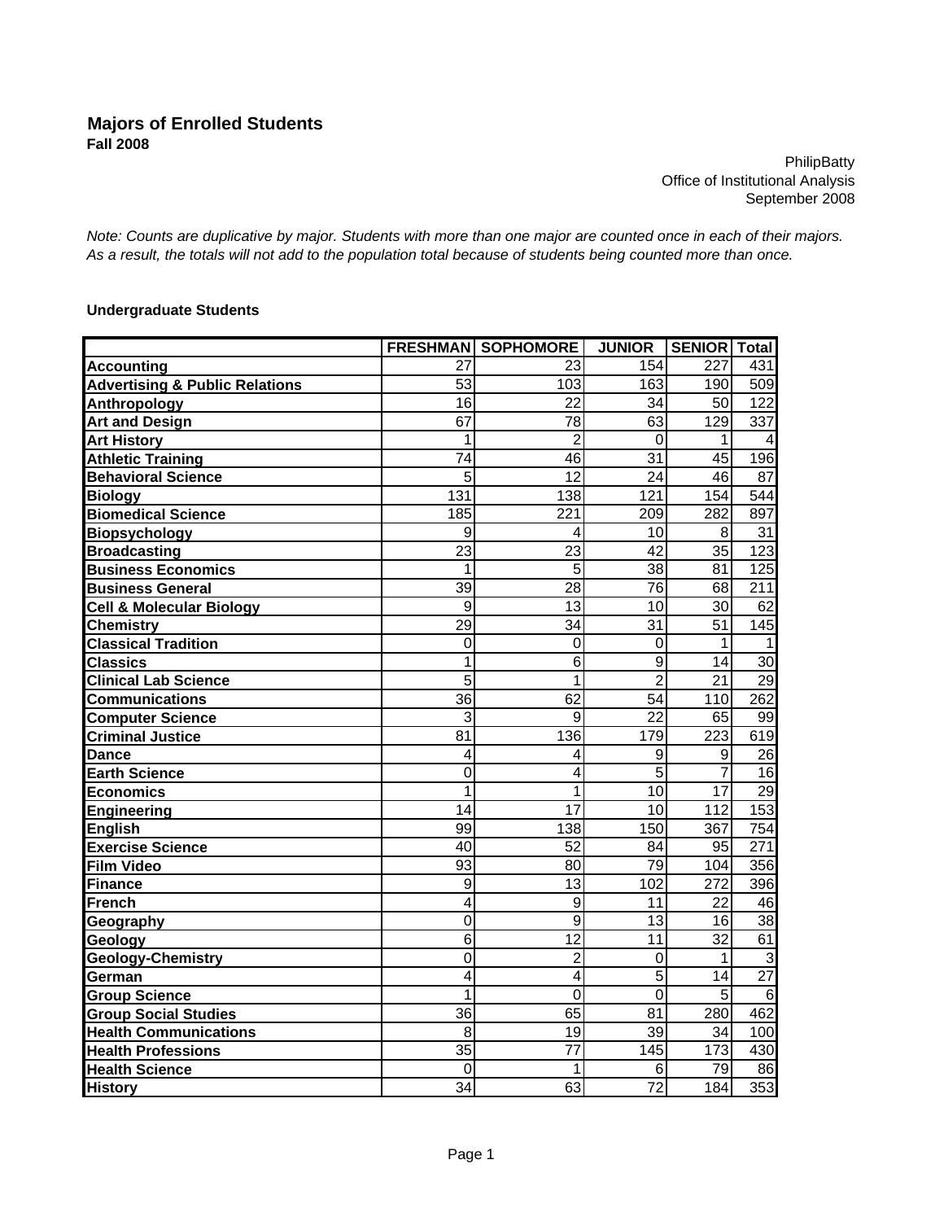# Majors of Enrolled Students

**Fall 2008**

PhilipBatty
Office of Institutional Analysis
September 2008

*Note: Counts are duplicative by major. Students with more than one major are counted once in each of their majors. As a result, the totals will not add to the population total because of students being counted more than once.*

**Undergraduate Students**

| | FRESHMAN | SOPHOMORE | JUNIOR | SENIOR | Total |
|---|---|---|---|---|---|
| **Accounting** | 27 | 23 | 154 | 227 | 431 |
| **Advertising & Public Relations** | 53 | 103 | 163 | 190 | 509 |
| **Anthropology** | 16 | 22 | 34 | 50 | 122 |
| **Art and Design** | 67 | 78 | 63 | 129 | 337 |
| **Art History** | 1 | 2 | 0 | 1 | 4 |
| **Athletic Training** | 74 | 46 | 31 | 45 | 196 |
| **Behavioral Science** | 5 | 12 | 24 | 46 | 87 |
| **Biology** | 131 | 138 | 121 | 154 | 544 |
| **Biomedical Science** | 185 | 221 | 209 | 282 | 897 |
| **Biopsychology** | 9 | 4 | 10 | 8 | 31 |
| **Broadcasting** | 23 | 23 | 42 | 35 | 123 |
| **Business Economics** | 1 | 5 | 38 | 81 | 125 |
| **Business General** | 39 | 28 | 76 | 68 | 211 |
| **Cell & Molecular Biology** | 9 | 13 | 10 | 30 | 62 |
| **Chemistry** | 29 | 34 | 31 | 51 | 145 |
| **Classical Tradition** | 0 | 0 | 0 | 1 | 1 |
| **Classics** | 1 | 6 | 9 | 14 | 30 |
| **Clinical Lab Science** | 5 | 1 | 2 | 21 | 29 |
| **Communications** | 36 | 62 | 54 | 110 | 262 |
| **Computer Science** | 3 | 9 | 22 | 65 | 99 |
| **Criminal Justice** | 81 | 136 | 179 | 223 | 619 |
| **Dance** | 4 | 4 | 9 | 9 | 26 |
| **Earth Science** | 0 | 4 | 5 | 7 | 16 |
| **Economics** | 1 | 1 | 10 | 17 | 29 |
| **Engineering** | 14 | 17 | 10 | 112 | 153 |
| **English** | 99 | 138 | 150 | 367 | 754 |
| **Exercise Science** | 40 | 52 | 84 | 95 | 271 |
| **Film Video** | 93 | 80 | 79 | 104 | 356 |
| **Finance** | 9 | 13 | 102 | 272 | 396 |
| **French** | 4 | 9 | 11 | 22 | 46 |
| **Geography** | 0 | 9 | 13 | 16 | 38 |
| **Geology** | 6 | 12 | 11 | 32 | 61 |
| **Geology-Chemistry** | 0 | 2 | 0 | 1 | 3 |
| **German** | 4 | 4 | 5 | 14 | 27 |
| **Group Science** | 1 | 0 | 0 | 5 | 6 |
| **Group Social Studies** | 36 | 65 | 81 | 280 | 462 |
| **Health Communications** | 8 | 19 | 39 | 34 | 100 |
| **Health Professions** | 35 | 77 | 145 | 173 | 430 |
| **Health Science** | 0 | 1 | 6 | 79 | 86 |
| **History** | 34 | 63 | 72 | 184 | 353 |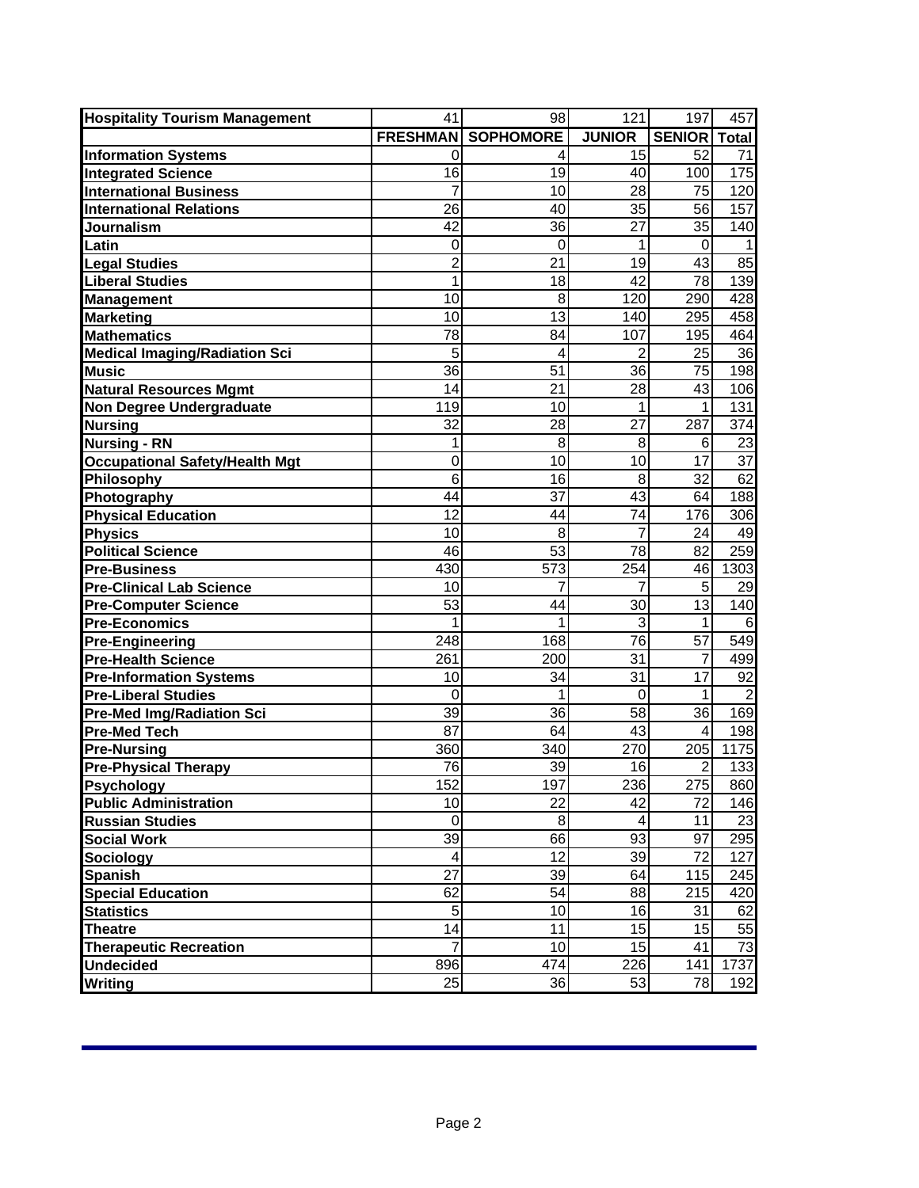| Hospitality Tourism Management | 41 | 98 | 121 | 197 | 457 |
|---|---|---|---|---|---|
| | FRESHMAN | SOPHOMORE | JUNIOR | SENIOR | Total |
| Information Systems | 0 | 4 | 15 | 52 | 71 |
| Integrated Science | 16 | 19 | 40 | 100 | 175 |
| International Business | 7 | 10 | 28 | 75 | 120 |
| International Relations | 26 | 40 | 35 | 56 | 157 |
| Journalism | 42 | 36 | 27 | 35 | 140 |
| Latin | 0 | 0 | 1 | 0 | 1 |
| Legal Studies | 2 | 21 | 19 | 43 | 85 |
| Liberal Studies | 1 | 18 | 42 | 78 | 139 |
| Management | 10 | 8 | 120 | 290 | 428 |
| Marketing | 10 | 13 | 140 | 295 | 458 |
| Mathematics | 78 | 84 | 107 | 195 | 464 |
| Medical Imaging/Radiation Sci | 5 | 4 | 2 | 25 | 36 |
| Music | 36 | 51 | 36 | 75 | 198 |
| Natural Resources Mgmt | 14 | 21 | 28 | 43 | 106 |
| Non Degree Undergraduate | 119 | 10 | 1 | 1 | 131 |
| Nursing | 32 | 28 | 27 | 287 | 374 |
| Nursing - RN | 1 | 8 | 8 | 6 | 23 |
| Occupational Safety/Health Mgt | 0 | 10 | 10 | 17 | 37 |
| Philosophy | 6 | 16 | 8 | 32 | 62 |
| Photography | 44 | 37 | 43 | 64 | 188 |
| Physical Education | 12 | 44 | 74 | 176 | 306 |
| Physics | 10 | 8 | 7 | 24 | 49 |
| Political Science | 46 | 53 | 78 | 82 | 259 |
| Pre-Business | 430 | 573 | 254 | 46 | 1303 |
| Pre-Clinical Lab Science | 10 | 7 | 7 | 5 | 29 |
| Pre-Computer Science | 53 | 44 | 30 | 13 | 140 |
| Pre-Economics | 1 | 1 | 3 | 1 | 6 |
| Pre-Engineering | 248 | 168 | 76 | 57 | 549 |
| Pre-Health Science | 261 | 200 | 31 | 7 | 499 |
| Pre-Information Systems | 10 | 34 | 31 | 17 | 92 |
| Pre-Liberal Studies | 0 | 1 | 0 | 1 | 2 |
| Pre-Med Img/Radiation Sci | 39 | 36 | 58 | 36 | 169 |
| Pre-Med Tech | 87 | 64 | 43 | 4 | 198 |
| Pre-Nursing | 360 | 340 | 270 | 205 | 1175 |
| Pre-Physical Therapy | 76 | 39 | 16 | 2 | 133 |
| Psychology | 152 | 197 | 236 | 275 | 860 |
| Public Administration | 10 | 22 | 42 | 72 | 146 |
| Russian Studies | 0 | 8 | 4 | 11 | 23 |
| Social Work | 39 | 66 | 93 | 97 | 295 |
| Sociology | 4 | 12 | 39 | 72 | 127 |
| Spanish | 27 | 39 | 64 | 115 | 245 |
| Special Education | 62 | 54 | 88 | 215 | 420 |
| Statistics | 5 | 10 | 16 | 31 | 62 |
| Theatre | 14 | 11 | 15 | 15 | 55 |
| Therapeutic Recreation | 7 | 10 | 15 | 41 | 73 |
| Undecided | 896 | 474 | 226 | 141 | 1737 |
| Writing | 25 | 36 | 53 | 78 | 192 |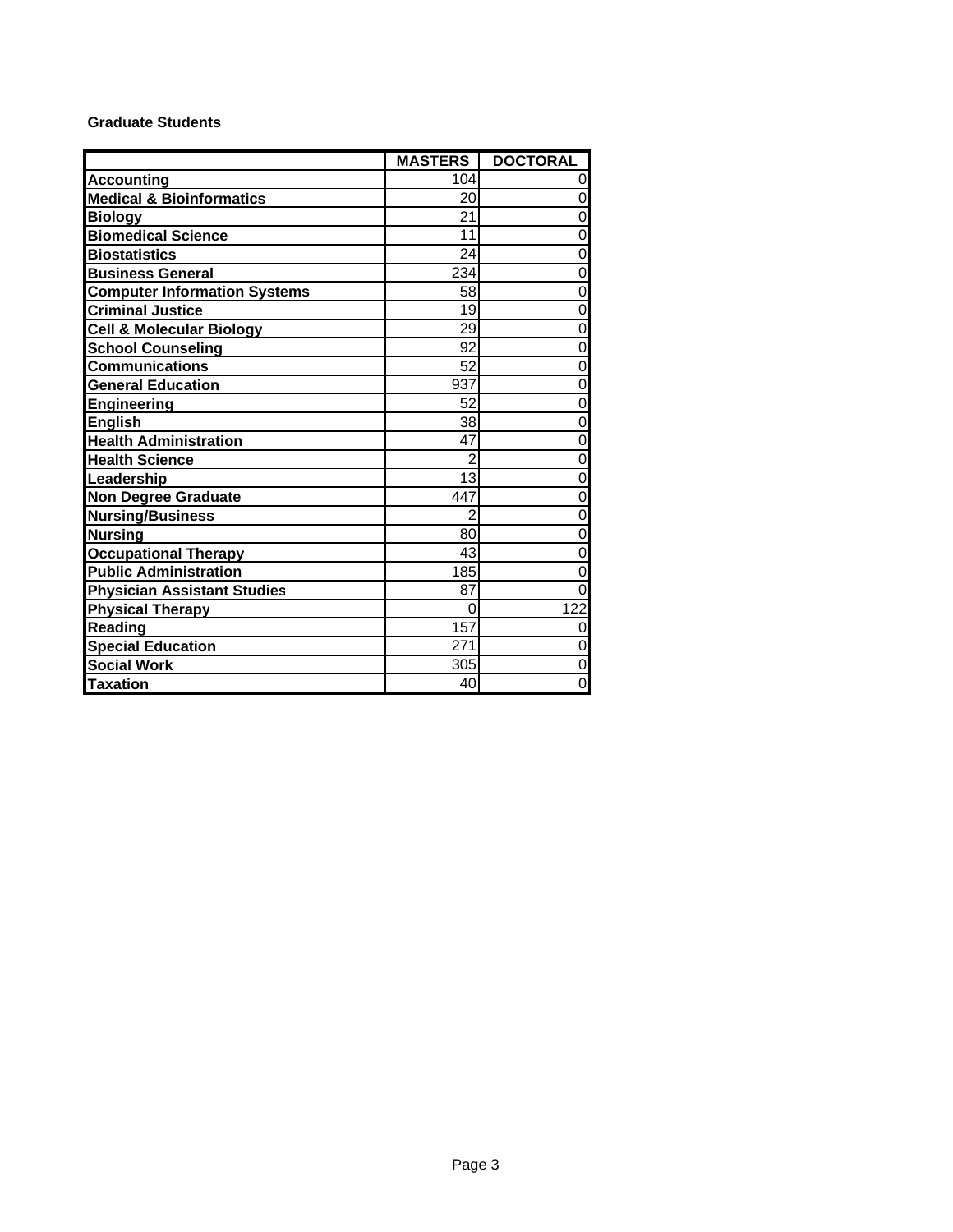**Graduate Students**

| | MASTERS | DOCTORAL |
|---|---|---|
| **Accounting** | 104 | 0 |
| **Medical & Bioinformatics** | 20 | 0 |
| **Biology** | 21 | 0 |
| **Biomedical Science** | 11 | 0 |
| **Biostatistics** | 24 | 0 |
| **Business General** | 234 | 0 |
| **Computer Information Systems** | 58 | 0 |
| **Criminal Justice** | 19 | 0 |
| **Cell & Molecular Biology** | 29 | 0 |
| **School Counseling** | 92 | 0 |
| **Communications** | 52 | 0 |
| **General Education** | 937 | 0 |
| **Engineering** | 52 | 0 |
| **English** | 38 | 0 |
| **Health Administration** | 47 | 0 |
| **Health Science** | 2 | 0 |
| **Leadership** | 13 | 0 |
| **Non Degree Graduate** | 447 | 0 |
| **Nursing/Business** | 2 | 0 |
| **Nursing** | 80 | 0 |
| **Occupational Therapy** | 43 | 0 |
| **Public Administration** | 185 | 0 |
| **Physician Assistant Studies** | 87 | 0 |
| **Physical Therapy** | 0 | 122 |
| **Reading** | 157 | 0 |
| **Special Education** | 271 | 0 |
| **Social Work** | 305 | 0 |
| **Taxation** | 40 | 0 |